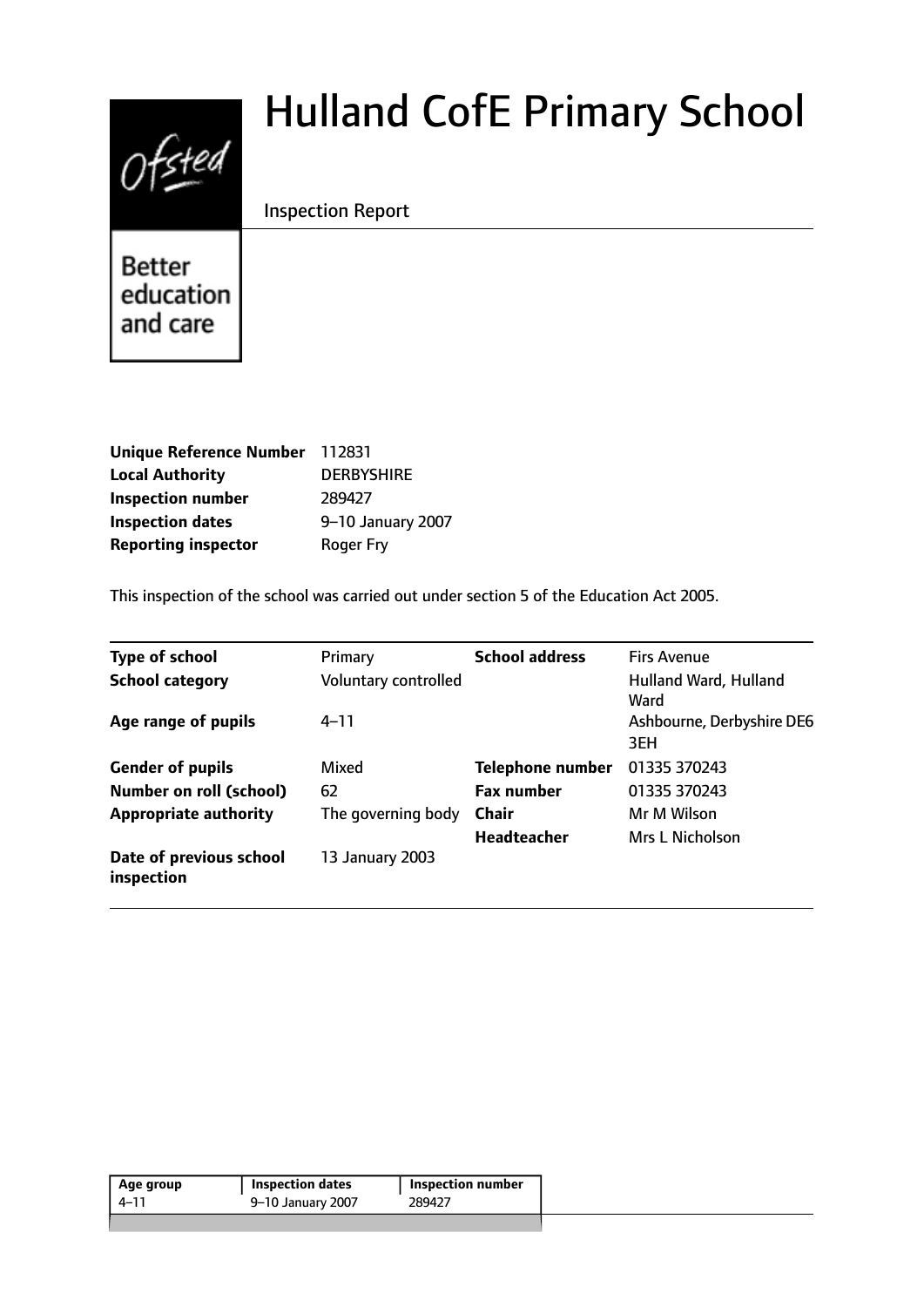# Hulland CofE Primary School

Inspection Report

Better education and care

| | |
|---|---|
| **Unique Reference Number** | 112831 |
| **Local Authority** | DERBYSHIRE |
| **Inspection number** | 289427 |
| **Inspection dates** | 9–10 January 2007 |
| **Reporting inspector** | Roger Fry |

This inspection of the school was carried out under section 5 of the Education Act 2005.

| | | | |
|---|---|---|---|
| **Type of school** | Primary | **School address** | Firs Avenue |
| **School category** | Voluntary controlled | | Hulland Ward, Hulland Ward |
| **Age range of pupils** | 4–11 | | Ashbourne, Derbyshire DE6 3EH |
| **Gender of pupils** | Mixed | **Telephone number** | 01335 370243 |
| **Number on roll (school)** | 62 | **Fax number** | 01335 370243 |
| **Appropriate authority** | The governing body | **Chair** | Mr M Wilson |
| | | **Headteacher** | Mrs L Nicholson |
| **Date of previous school inspection** | 13 January 2003 | | |

| Age group | Inspection dates | Inspection number |
|---|---|---|
| 4–11 | 9–10 January 2007 | 289427 |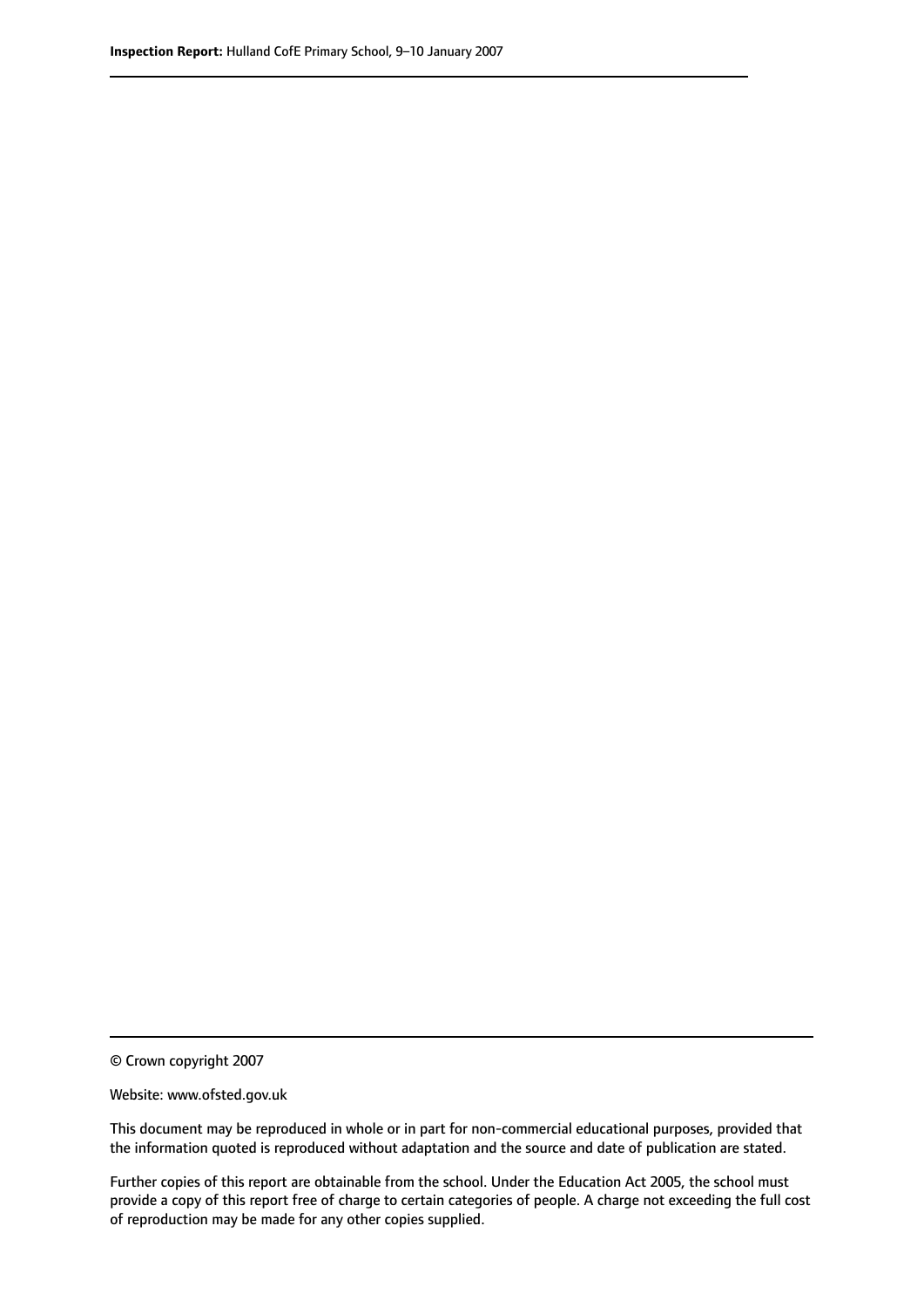© Crown copyright 2007

Website: www.ofsted.gov.uk

This document may be reproduced in whole or in part for non-commercial educational purposes, provided that the information quoted is reproduced without adaptation and the source and date of publication are stated.

Further copies of this report are obtainable from the school. Under the Education Act 2005, the school must provide a copy of this report free of charge to certain categories of people. A charge not exceeding the full cost of reproduction may be made for any other copies supplied.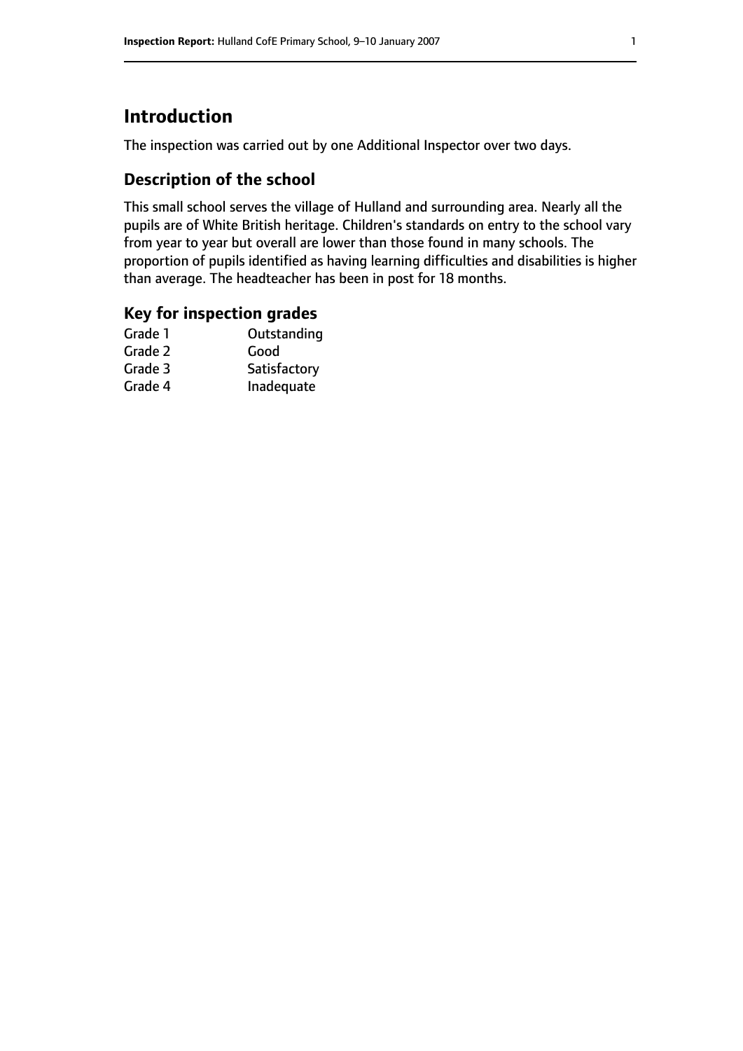# Introduction

The inspection was carried out by one Additional Inspector over two days.

## Description of the school

This small school serves the village of Hulland and surrounding area. Nearly all the pupils are of White British heritage. Children's standards on entry to the school vary from year to year but overall are lower than those found in many schools. The proportion of pupils identified as having learning difficulties and disabilities is higher than average. The headteacher has been in post for 18 months.

## Key for inspection grades

| | |
|---|---|
| Grade 1 | Outstanding |
| Grade 2 | Good |
| Grade 3 | Satisfactory |
| Grade 4 | Inadequate |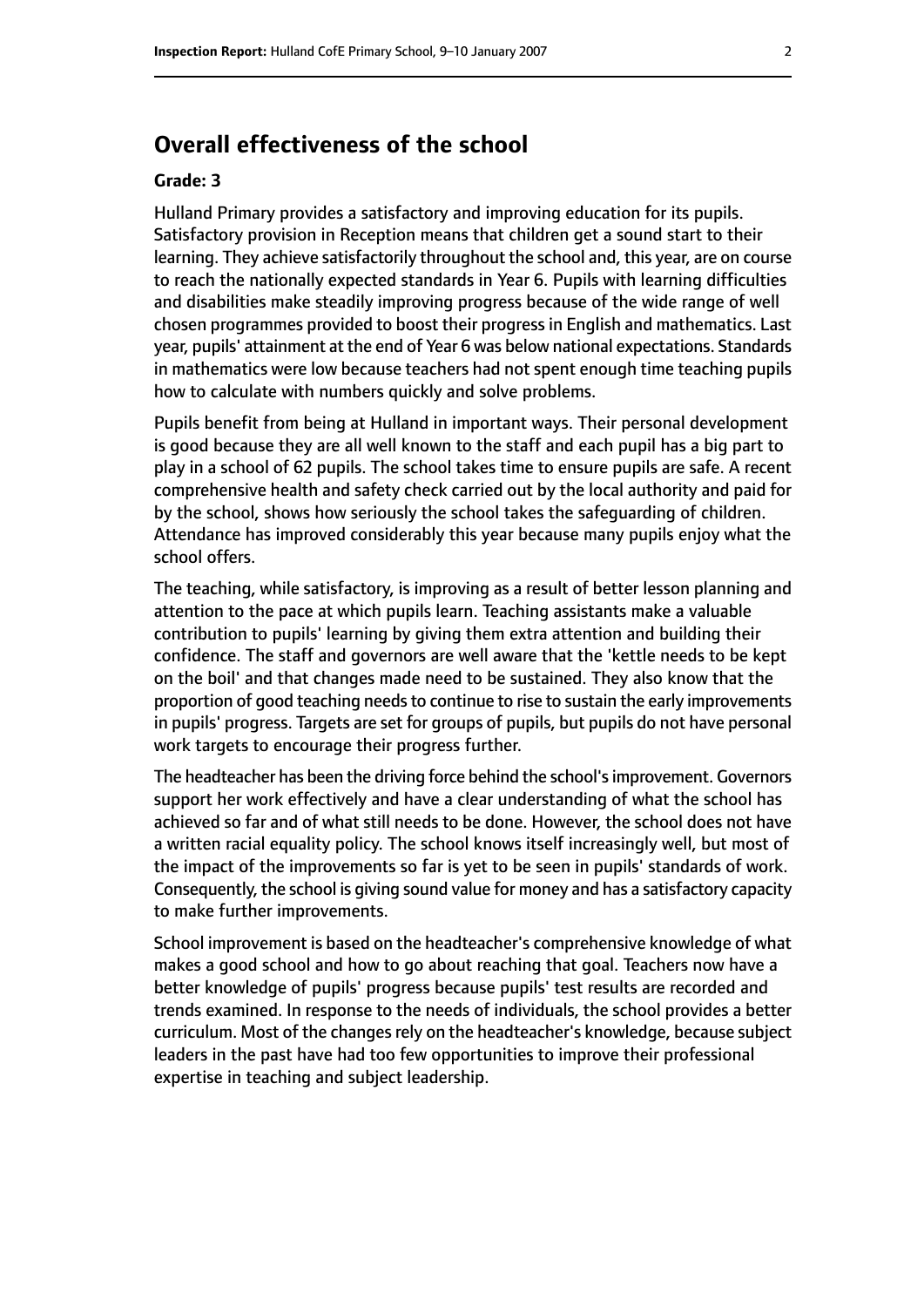## Overall effectiveness of the school

**Grade: 3**

Hulland Primary provides a satisfactory and improving education for its pupils. Satisfactory provision in Reception means that children get a sound start to their learning. They achieve satisfactorily throughout the school and, this year, are on course to reach the nationally expected standards in Year 6. Pupils with learning difficulties and disabilities make steadily improving progress because of the wide range of well chosen programmes provided to boost their progress in English and mathematics. Last year, pupils' attainment at the end of Year 6 was below national expectations. Standards in mathematics were low because teachers had not spent enough time teaching pupils how to calculate with numbers quickly and solve problems.

Pupils benefit from being at Hulland in important ways. Their personal development is good because they are all well known to the staff and each pupil has a big part to play in a school of 62 pupils. The school takes time to ensure pupils are safe. A recent comprehensive health and safety check carried out by the local authority and paid for by the school, shows how seriously the school takes the safeguarding of children. Attendance has improved considerably this year because many pupils enjoy what the school offers.

The teaching, while satisfactory, is improving as a result of better lesson planning and attention to the pace at which pupils learn. Teaching assistants make a valuable contribution to pupils' learning by giving them extra attention and building their confidence. The staff and governors are well aware that the 'kettle needs to be kept on the boil' and that changes made need to be sustained. They also know that the proportion of good teaching needs to continue to rise to sustain the early improvements in pupils' progress. Targets are set for groups of pupils, but pupils do not have personal work targets to encourage their progress further.

The headteacher has been the driving force behind the school's improvement. Governors support her work effectively and have a clear understanding of what the school has achieved so far and of what still needs to be done. However, the school does not have a written racial equality policy. The school knows itself increasingly well, but most of the impact of the improvements so far is yet to be seen in pupils' standards of work. Consequently, the school is giving sound value for money and has a satisfactory capacity to make further improvements.

School improvement is based on the headteacher's comprehensive knowledge of what makes a good school and how to go about reaching that goal. Teachers now have a better knowledge of pupils' progress because pupils' test results are recorded and trends examined. In response to the needs of individuals, the school provides a better curriculum. Most of the changes rely on the headteacher's knowledge, because subject leaders in the past have had too few opportunities to improve their professional expertise in teaching and subject leadership.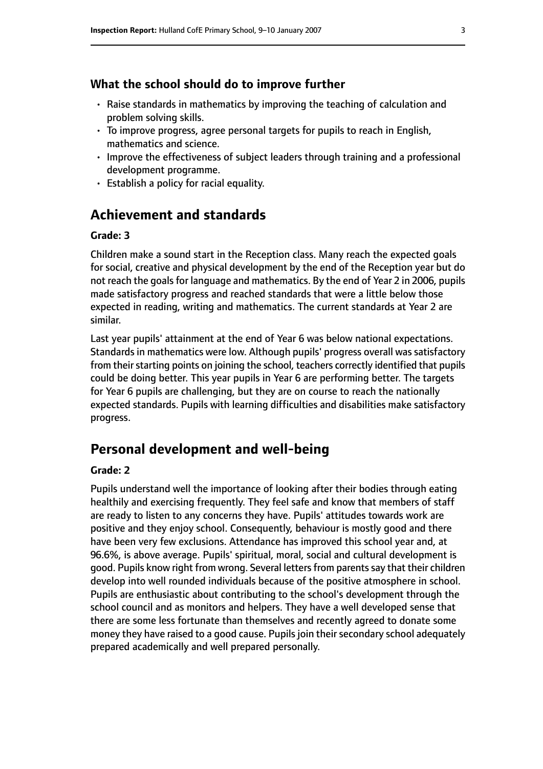### What the school should do to improve further

- Raise standards in mathematics by improving the teaching of calculation and problem solving skills.
- To improve progress, agree personal targets for pupils to reach in English, mathematics and science.
- Improve the effectiveness of subject leaders through training and a professional development programme.
- Establish a policy for racial equality.

## Achievement and standards

#### Grade: 3

Children make a sound start in the Reception class. Many reach the expected goals for social, creative and physical development by the end of the Reception year but do not reach the goals for language and mathematics. By the end of Year 2 in 2006, pupils made satisfactory progress and reached standards that were a little below those expected in reading, writing and mathematics. The current standards at Year 2 are similar.

Last year pupils' attainment at the end of Year 6 was below national expectations. Standards in mathematics were low. Although pupils' progress overall was satisfactory from their starting points on joining the school, teachers correctly identified that pupils could be doing better. This year pupils in Year 6 are performing better. The targets for Year 6 pupils are challenging, but they are on course to reach the nationally expected standards. Pupils with learning difficulties and disabilities make satisfactory progress.

## Personal development and well-being

#### Grade: 2

Pupils understand well the importance of looking after their bodies through eating healthily and exercising frequently. They feel safe and know that members of staff are ready to listen to any concerns they have. Pupils' attitudes towards work are positive and they enjoy school. Consequently, behaviour is mostly good and there have been very few exclusions. Attendance has improved this school year and, at 96.6%, is above average. Pupils' spiritual, moral, social and cultural development is good. Pupils know right from wrong. Several letters from parents say that their children develop into well rounded individuals because of the positive atmosphere in school. Pupils are enthusiastic about contributing to the school's development through the school council and as monitors and helpers. They have a well developed sense that there are some less fortunate than themselves and recently agreed to donate some money they have raised to a good cause. Pupils join their secondary school adequately prepared academically and well prepared personally.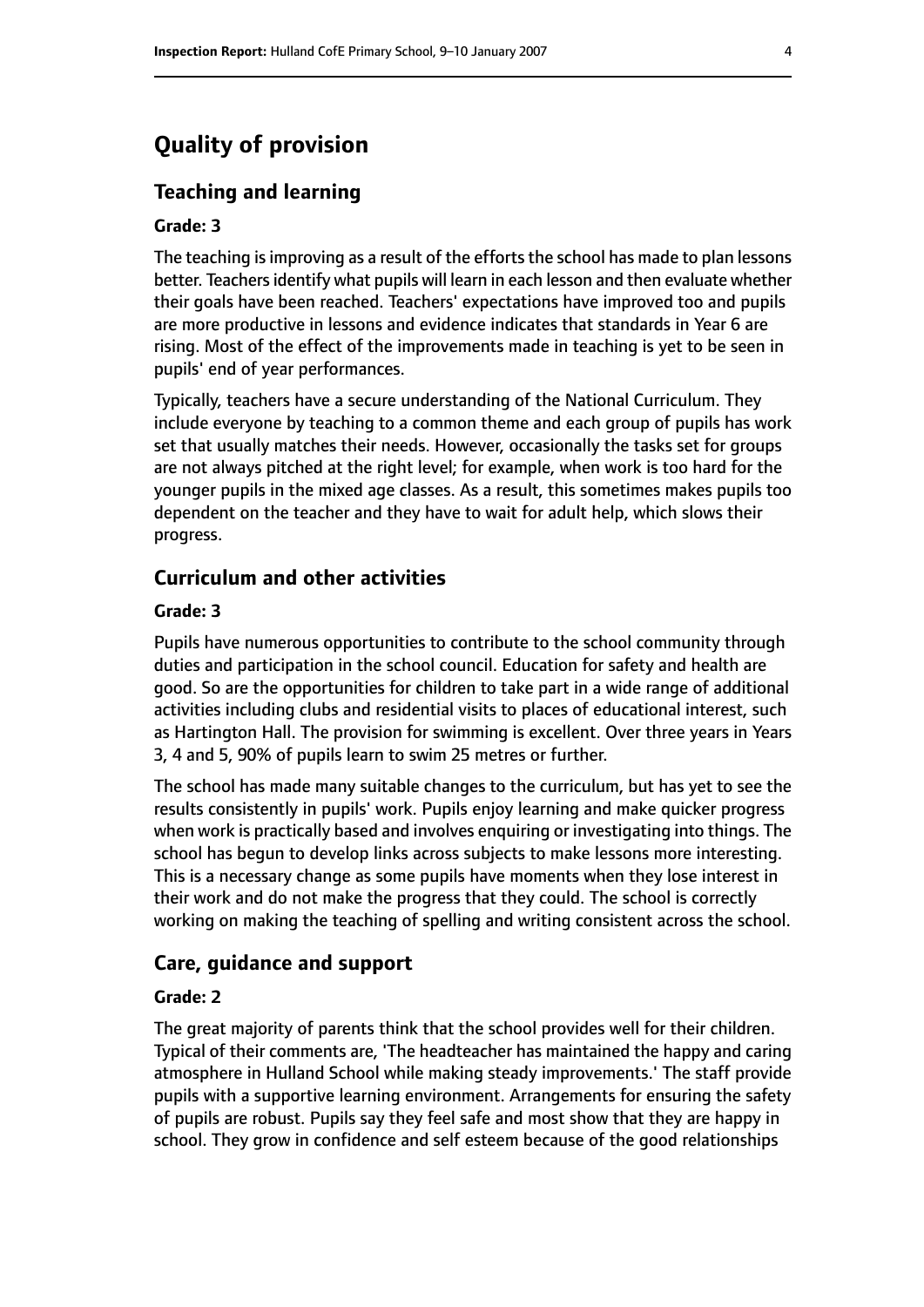# Quality of provision

## Teaching and learning

**Grade: 3**

The teaching is improving as a result of the efforts the school has made to plan lessons better. Teachers identify what pupils will learn in each lesson and then evaluate whether their goals have been reached. Teachers' expectations have improved too and pupils are more productive in lessons and evidence indicates that standards in Year 6 are rising. Most of the effect of the improvements made in teaching is yet to be seen in pupils' end of year performances.

Typically, teachers have a secure understanding of the National Curriculum. They include everyone by teaching to a common theme and each group of pupils has work set that usually matches their needs. However, occasionally the tasks set for groups are not always pitched at the right level; for example, when work is too hard for the younger pupils in the mixed age classes. As a result, this sometimes makes pupils too dependent on the teacher and they have to wait for adult help, which slows their progress.

## Curriculum and other activities

**Grade: 3**

Pupils have numerous opportunities to contribute to the school community through duties and participation in the school council. Education for safety and health are good. So are the opportunities for children to take part in a wide range of additional activities including clubs and residential visits to places of educational interest, such as Hartington Hall. The provision for swimming is excellent. Over three years in Years 3, 4 and 5, 90% of pupils learn to swim 25 metres or further.

The school has made many suitable changes to the curriculum, but has yet to see the results consistently in pupils' work. Pupils enjoy learning and make quicker progress when work is practically based and involves enquiring or investigating into things. The school has begun to develop links across subjects to make lessons more interesting. This is a necessary change as some pupils have moments when they lose interest in their work and do not make the progress that they could. The school is correctly working on making the teaching of spelling and writing consistent across the school.

## Care, guidance and support

**Grade: 2**

The great majority of parents think that the school provides well for their children. Typical of their comments are, 'The headteacher has maintained the happy and caring atmosphere in Hulland School while making steady improvements.' The staff provide pupils with a supportive learning environment. Arrangements for ensuring the safety of pupils are robust. Pupils say they feel safe and most show that they are happy in school. They grow in confidence and self esteem because of the good relationships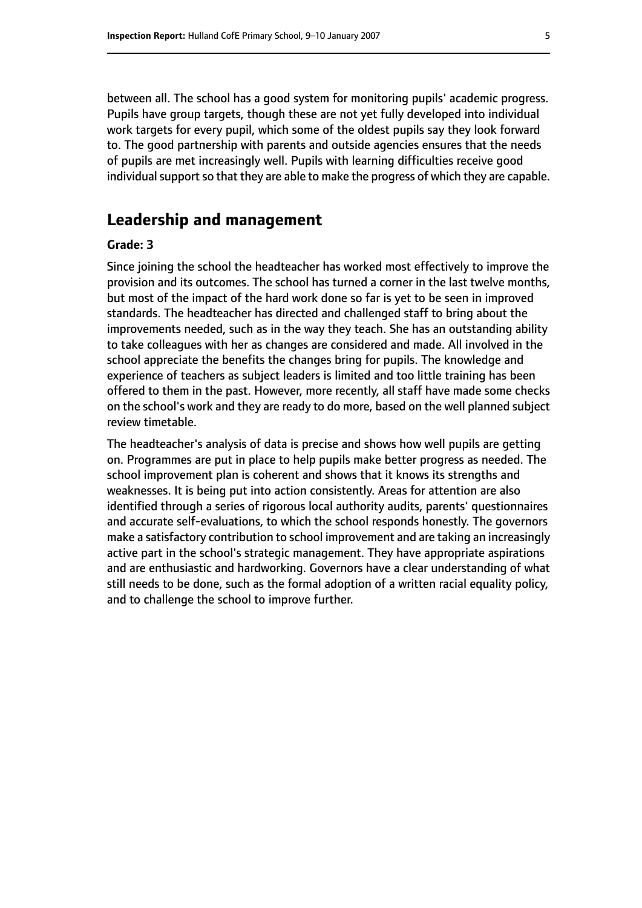between all. The school has a good system for monitoring pupils' academic progress. Pupils have group targets, though these are not yet fully developed into individual work targets for every pupil, which some of the oldest pupils say they look forward to. The good partnership with parents and outside agencies ensures that the needs of pupils are met increasingly well. Pupils with learning difficulties receive good individual support so that they are able to make the progress of which they are capable.

## Leadership and management

**Grade: 3**

Since joining the school the headteacher has worked most effectively to improve the provision and its outcomes. The school has turned a corner in the last twelve months, but most of the impact of the hard work done so far is yet to be seen in improved standards. The headteacher has directed and challenged staff to bring about the improvements needed, such as in the way they teach. She has an outstanding ability to take colleagues with her as changes are considered and made. All involved in the school appreciate the benefits the changes bring for pupils. The knowledge and experience of teachers as subject leaders is limited and too little training has been offered to them in the past. However, more recently, all staff have made some checks on the school's work and they are ready to do more, based on the well planned subject review timetable.

The headteacher's analysis of data is precise and shows how well pupils are getting on. Programmes are put in place to help pupils make better progress as needed. The school improvement plan is coherent and shows that it knows its strengths and weaknesses. It is being put into action consistently. Areas for attention are also identified through a series of rigorous local authority audits, parents' questionnaires and accurate self-evaluations, to which the school responds honestly. The governors make a satisfactory contribution to school improvement and are taking an increasingly active part in the school's strategic management. They have appropriate aspirations and are enthusiastic and hardworking. Governors have a clear understanding of what still needs to be done, such as the formal adoption of a written racial equality policy, and to challenge the school to improve further.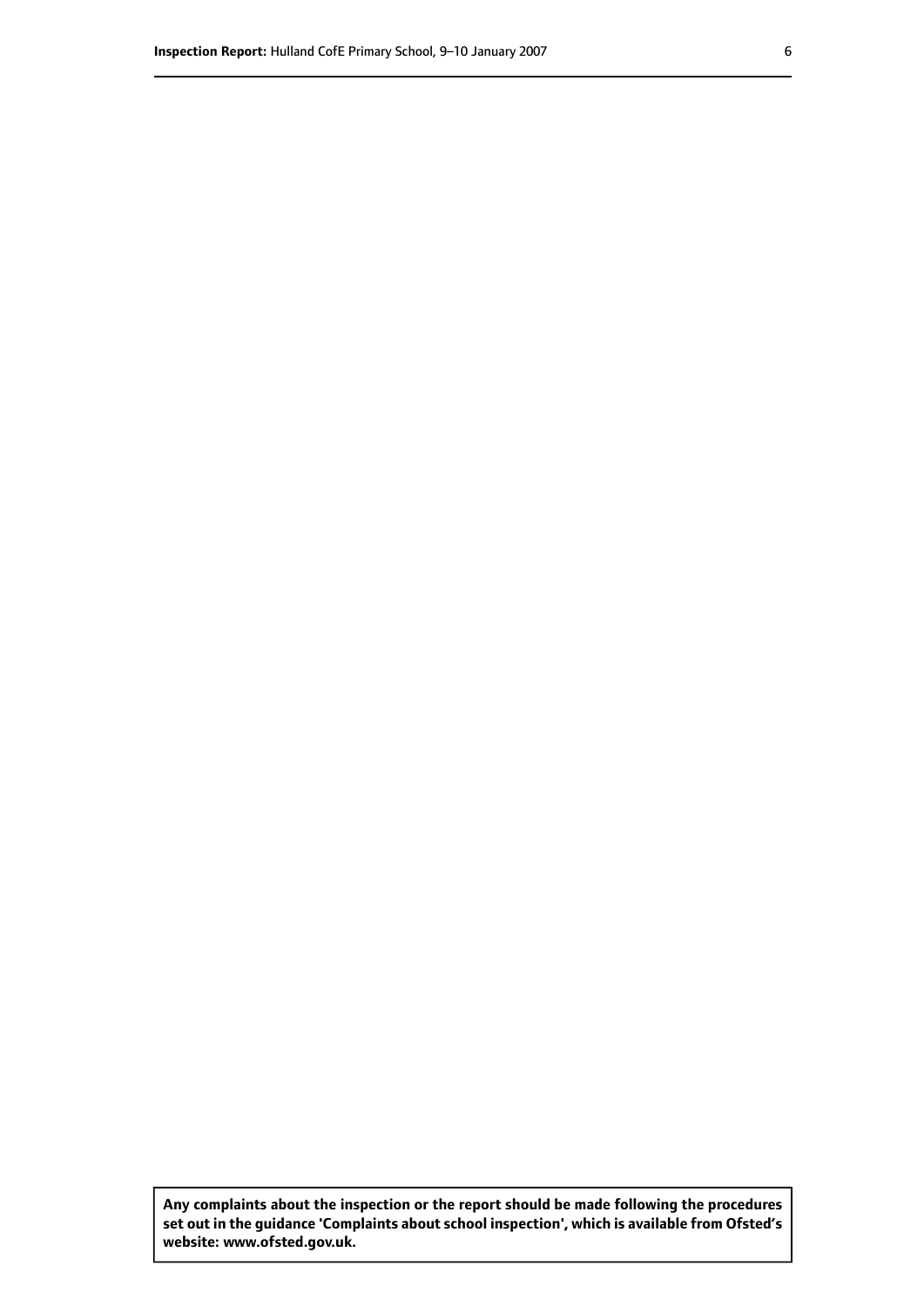**Any complaints about the inspection or the report should be made following the procedures set out in the guidance 'Complaints about school inspection', which is available from Ofsted's website: www.ofsted.gov.uk.**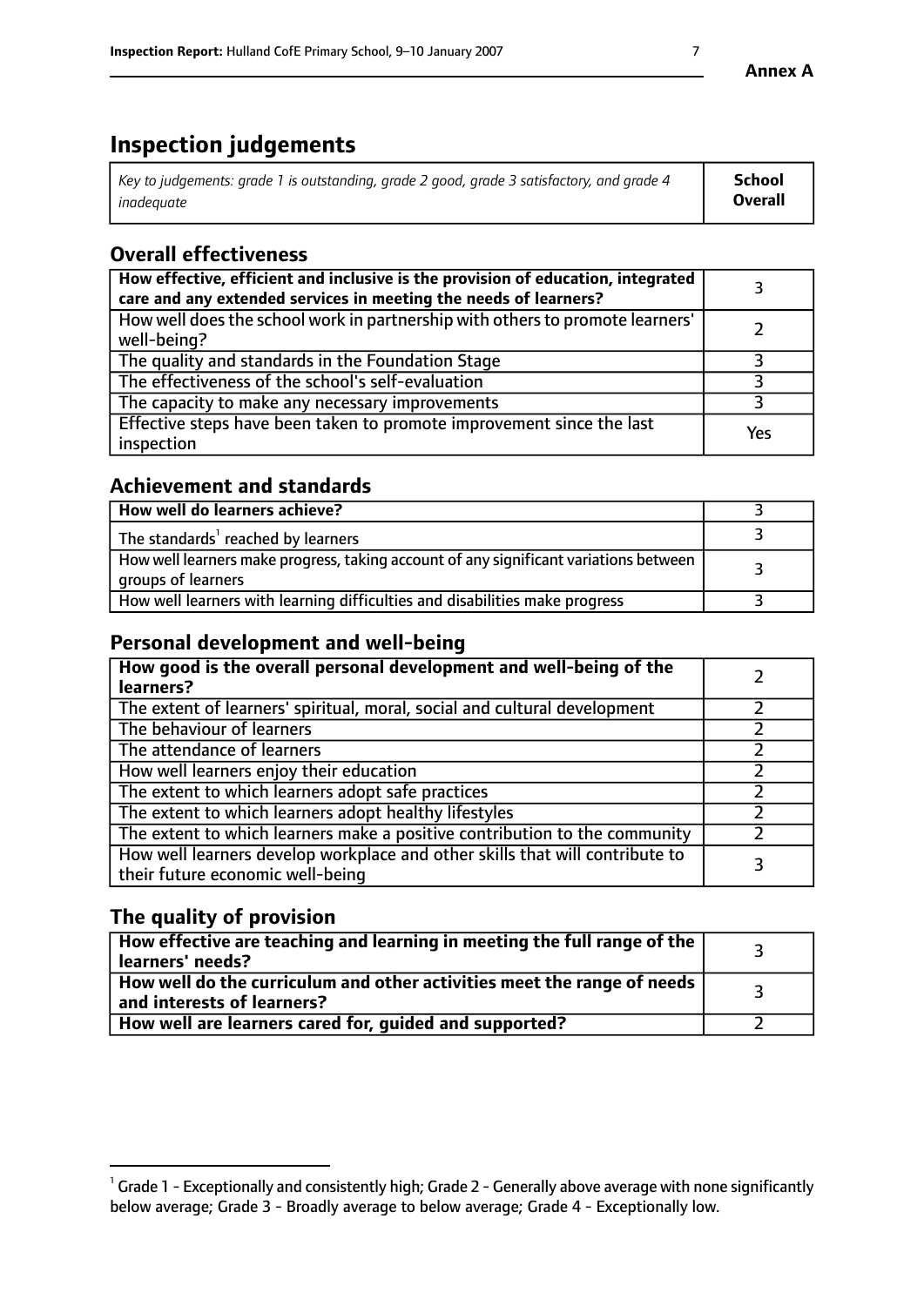# Inspection judgements

| *Key to judgements: grade 1 is outstanding, grade 2 good, grade 3 satisfactory, and grade 4 inadequate* | **School Overall** |
|---|---|

## Overall effectiveness

| | |
|---|---|
| **How effective, efficient and inclusive is the provision of education, integrated care and any extended services in meeting the needs of learners?** | 3 |
| How well does the school work in partnership with others to promote learners' well-being? | 2 |
| The quality and standards in the Foundation Stage | 3 |
| The effectiveness of the school's self-evaluation | 3 |
| The capacity to make any necessary improvements | 3 |
| Effective steps have been taken to promote improvement since the last inspection | Yes |

## Achievement and standards

| | |
|---|---|
| **How well do learners achieve?** | 3 |
| The standards[1] reached by learners | 3 |
| How well learners make progress, taking account of any significant variations between groups of learners | 3 |
| How well learners with learning difficulties and disabilities make progress | 3 |

## Personal development and well-being

| | |
|---|---|
| **How good is the overall personal development and well-being of the learners?** | 2 |
| The extent of learners' spiritual, moral, social and cultural development | 2 |
| The behaviour of learners | 2 |
| The attendance of learners | 2 |
| How well learners enjoy their education | 2 |
| The extent to which learners adopt safe practices | 2 |
| The extent to which learners adopt healthy lifestyles | 2 |
| The extent to which learners make a positive contribution to the community | 2 |
| How well learners develop workplace and other skills that will contribute to their future economic well-being | 3 |

## The quality of provision

| | |
|---|---|
| **How effective are teaching and learning in meeting the full range of the learners' needs?** | 3 |
| **How well do the curriculum and other activities meet the range of needs and interests of learners?** | 3 |
| **How well are learners cared for, guided and supported?** | 2 |

[1] Grade 1 - Exceptionally and consistently high; Grade 2 - Generally above average with none significantly below average; Grade 3 - Broadly average to below average; Grade 4 - Exceptionally low.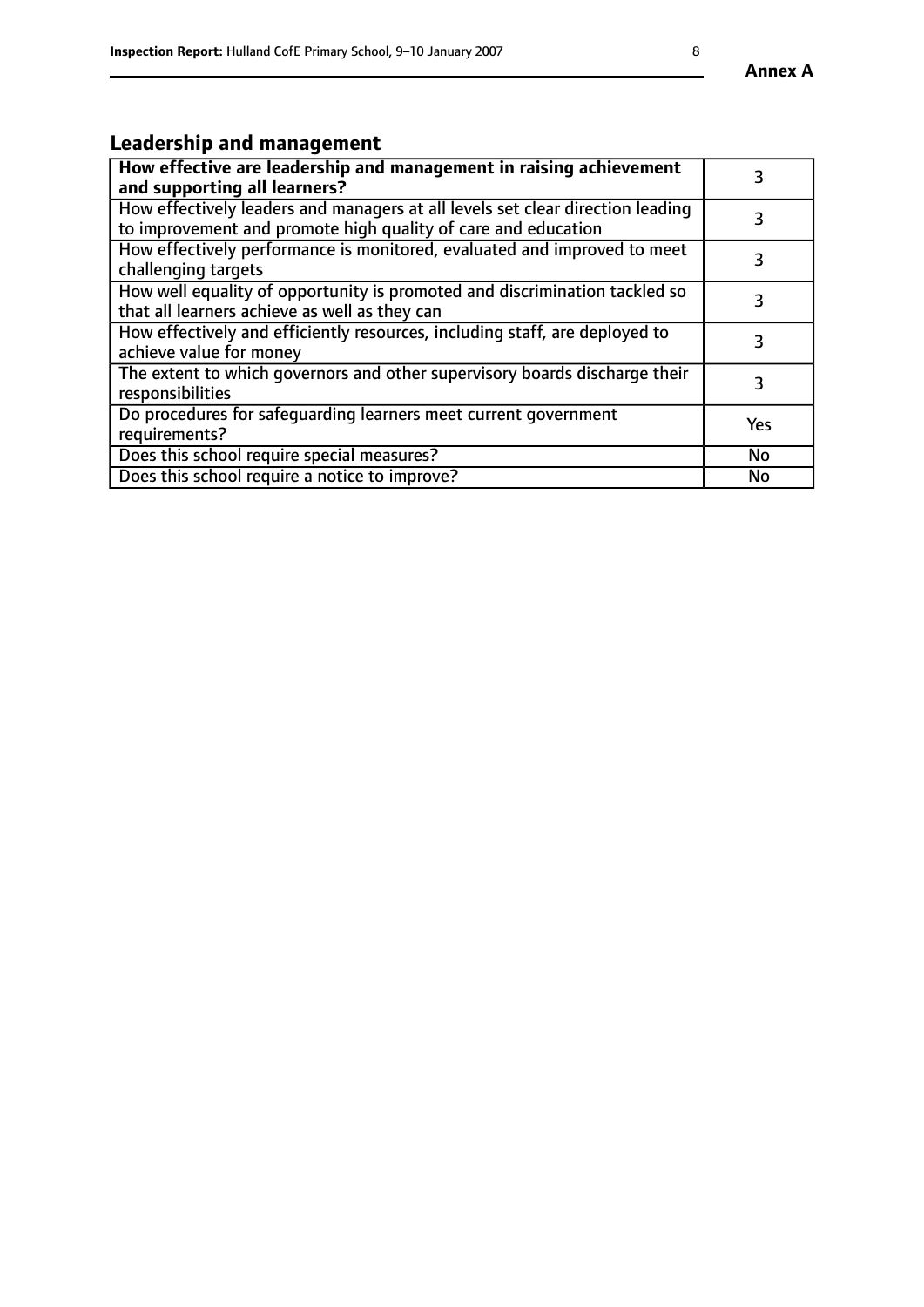## Leadership and management

| **How effective are leadership and management in raising achievement and supporting all learners?** | 3 |
|---|---|
| How effectively leaders and managers at all levels set clear direction leading to improvement and promote high quality of care and education | 3 |
| How effectively performance is monitored, evaluated and improved to meet challenging targets | 3 |
| How well equality of opportunity is promoted and discrimination tackled so that all learners achieve as well as they can | 3 |
| How effectively and efficiently resources, including staff, are deployed to achieve value for money | 3 |
| The extent to which governors and other supervisory boards discharge their responsibilities | 3 |
| Do procedures for safeguarding learners meet current government requirements? | Yes |
| Does this school require special measures? | No |
| Does this school require a notice to improve? | No |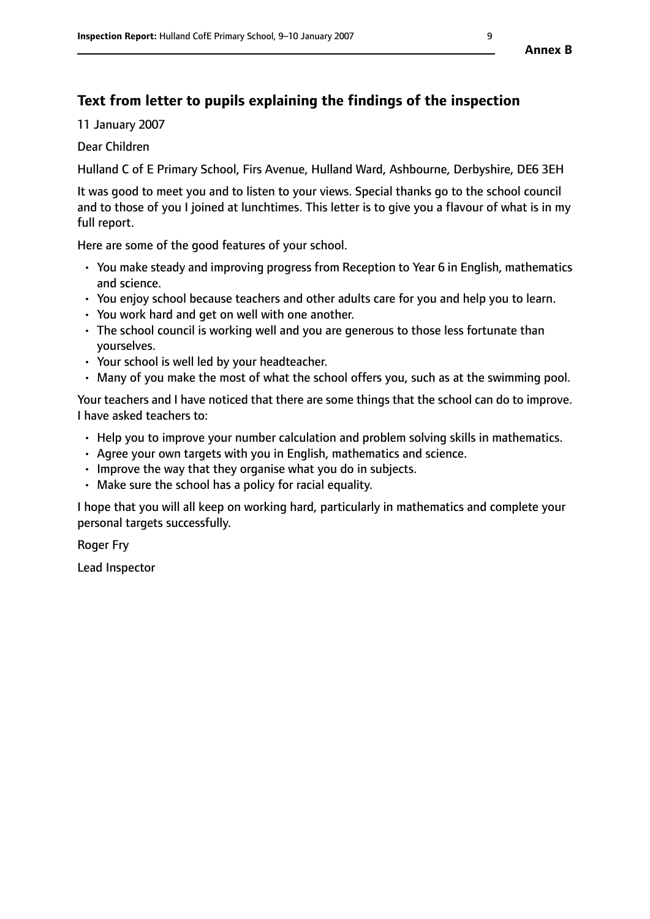## Text from letter to pupils explaining the findings of the inspection

11 January 2007

Dear Children

Hulland C of E Primary School, Firs Avenue, Hulland Ward, Ashbourne, Derbyshire, DE6 3EH

It was good to meet you and to listen to your views. Special thanks go to the school council and to those of you I joined at lunchtimes. This letter is to give you a flavour of what is in my full report.

Here are some of the good features of your school.

- You make steady and improving progress from Reception to Year 6 in English, mathematics and science.
- You enjoy school because teachers and other adults care for you and help you to learn.
- You work hard and get on well with one another.
- The school council is working well and you are generous to those less fortunate than yourselves.
- Your school is well led by your headteacher.
- Many of you make the most of what the school offers you, such as at the swimming pool.

Your teachers and I have noticed that there are some things that the school can do to improve. I have asked teachers to:

- Help you to improve your number calculation and problem solving skills in mathematics.
- Agree your own targets with you in English, mathematics and science.
- Improve the way that they organise what you do in subjects.
- Make sure the school has a policy for racial equality.

I hope that you will all keep on working hard, particularly in mathematics and complete your personal targets successfully.

Roger Fry

Lead Inspector